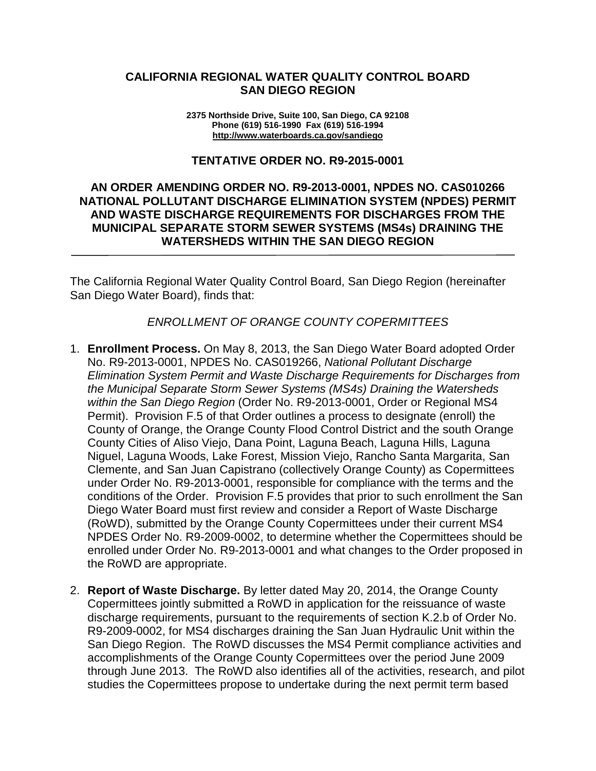# CALIFORNIA REGIONAL WATER QUALITY CONTROL BOARD
# SAN DIEGO REGION

**2375 Northside Drive, Suite 100, San Diego, CA 92108**
**Phone (619) 516-1990 Fax (619) 516-1994**
**http://www.waterboards.ca.gov/sandiego**

## TENTATIVE ORDER NO. R9-2015-0001

## AN ORDER AMENDING ORDER NO. R9-2013-0001, NPDES NO. CAS010266 NATIONAL POLLUTANT DISCHARGE ELIMINATION SYSTEM (NPDES) PERMIT AND WASTE DISCHARGE REQUIREMENTS FOR DISCHARGES FROM THE MUNICIPAL SEPARATE STORM SEWER SYSTEMS (MS4s) DRAINING THE WATERSHEDS WITHIN THE SAN DIEGO REGION

---

The California Regional Water Quality Control Board, San Diego Region (hereinafter San Diego Water Board), finds that:

*ENROLLMENT OF ORANGE COUNTY COPERMITTEES*

1. **Enrollment Process.** On May 8, 2013, the San Diego Water Board adopted Order No. R9-2013-0001, NPDES No. CAS019266, *National Pollutant Discharge Elimination System Permit and Waste Discharge Requirements for Discharges from the Municipal Separate Storm Sewer Systems (MS4s) Draining the Watersheds within the San Diego Region* (Order No. R9-2013-0001, Order or Regional MS4 Permit). Provision F.5 of that Order outlines a process to designate (enroll) the County of Orange, the Orange County Flood Control District and the south Orange County Cities of Aliso Viejo, Dana Point, Laguna Beach, Laguna Hills, Laguna Niguel, Laguna Woods, Lake Forest, Mission Viejo, Rancho Santa Margarita, San Clemente, and San Juan Capistrano (collectively Orange County) as Copermittees under Order No. R9-2013-0001, responsible for compliance with the terms and the conditions of the Order. Provision F.5 provides that prior to such enrollment the San Diego Water Board must first review and consider a Report of Waste Discharge (RoWD), submitted by the Orange County Copermittees under their current MS4 NPDES Order No. R9-2009-0002, to determine whether the Copermittees should be enrolled under Order No. R9-2013-0001 and what changes to the Order proposed in the RoWD are appropriate.

2. **Report of Waste Discharge.** By letter dated May 20, 2014, the Orange County Copermittees jointly submitted a RoWD in application for the reissuance of waste discharge requirements, pursuant to the requirements of section K.2.b of Order No. R9-2009-0002, for MS4 discharges draining the San Juan Hydraulic Unit within the San Diego Region. The RoWD discusses the MS4 Permit compliance activities and accomplishments of the Orange County Copermittees over the period June 2009 through June 2013. The RoWD also identifies all of the activities, research, and pilot studies the Copermittees propose to undertake during the next permit term based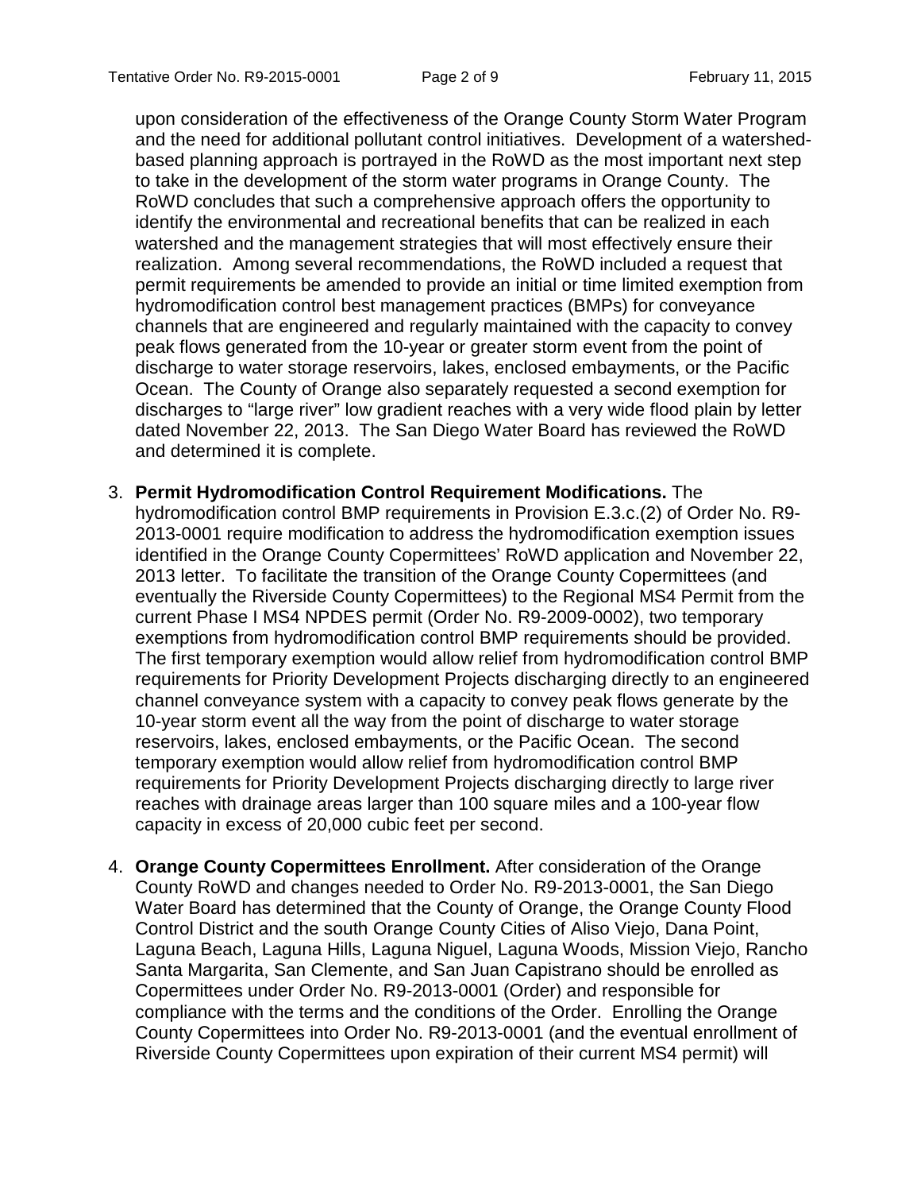upon consideration of the effectiveness of the Orange County Storm Water Program and the need for additional pollutant control initiatives. Development of a watershed-based planning approach is portrayed in the RoWD as the most important next step to take in the development of the storm water programs in Orange County. The RoWD concludes that such a comprehensive approach offers the opportunity to identify the environmental and recreational benefits that can be realized in each watershed and the management strategies that will most effectively ensure their realization. Among several recommendations, the RoWD included a request that permit requirements be amended to provide an initial or time limited exemption from hydromodification control best management practices (BMPs) for conveyance channels that are engineered and regularly maintained with the capacity to convey peak flows generated from the 10-year or greater storm event from the point of discharge to water storage reservoirs, lakes, enclosed embayments, or the Pacific Ocean. The County of Orange also separately requested a second exemption for discharges to "large river" low gradient reaches with a very wide flood plain by letter dated November 22, 2013. The San Diego Water Board has reviewed the RoWD and determined it is complete.

3. **Permit Hydromodification Control Requirement Modifications.** The hydromodification control BMP requirements in Provision E.3.c.(2) of Order No. R9-2013-0001 require modification to address the hydromodification exemption issues identified in the Orange County Copermittees' RoWD application and November 22, 2013 letter. To facilitate the transition of the Orange County Copermittees (and eventually the Riverside County Copermittees) to the Regional MS4 Permit from the current Phase I MS4 NPDES permit (Order No. R9-2009-0002), two temporary exemptions from hydromodification control BMP requirements should be provided. The first temporary exemption would allow relief from hydromodification control BMP requirements for Priority Development Projects discharging directly to an engineered channel conveyance system with a capacity to convey peak flows generate by the 10-year storm event all the way from the point of discharge to water storage reservoirs, lakes, enclosed embayments, or the Pacific Ocean. The second temporary exemption would allow relief from hydromodification control BMP requirements for Priority Development Projects discharging directly to large river reaches with drainage areas larger than 100 square miles and a 100-year flow capacity in excess of 20,000 cubic feet per second.

4. **Orange County Copermittees Enrollment.** After consideration of the Orange County RoWD and changes needed to Order No. R9-2013-0001, the San Diego Water Board has determined that the County of Orange, the Orange County Flood Control District and the south Orange County Cities of Aliso Viejo, Dana Point, Laguna Beach, Laguna Hills, Laguna Niguel, Laguna Woods, Mission Viejo, Rancho Santa Margarita, San Clemente, and San Juan Capistrano should be enrolled as Copermittees under Order No. R9-2013-0001 (Order) and responsible for compliance with the terms and the conditions of the Order. Enrolling the Orange County Copermittees into Order No. R9-2013-0001 (and the eventual enrollment of Riverside County Copermittees upon expiration of their current MS4 permit) will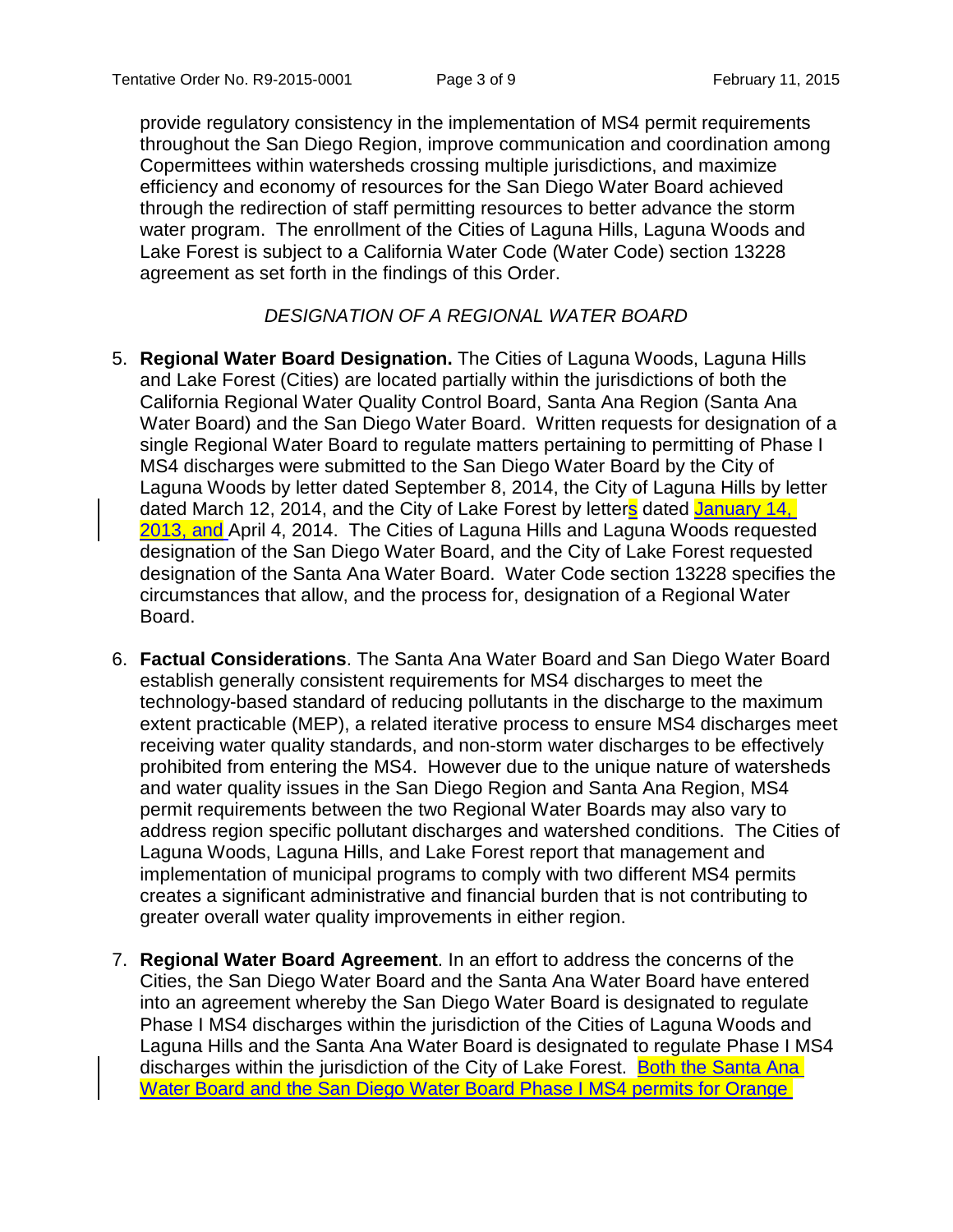provide regulatory consistency in the implementation of MS4 permit requirements throughout the San Diego Region, improve communication and coordination among Copermittees within watersheds crossing multiple jurisdictions, and maximize efficiency and economy of resources for the San Diego Water Board achieved through the redirection of staff permitting resources to better advance the storm water program. The enrollment of the Cities of Laguna Hills, Laguna Woods and Lake Forest is subject to a California Water Code (Water Code) section 13228 agreement as set forth in the findings of this Order.

*DESIGNATION OF A REGIONAL WATER BOARD*

5. **Regional Water Board Designation.** The Cities of Laguna Woods, Laguna Hills and Lake Forest (Cities) are located partially within the jurisdictions of both the California Regional Water Quality Control Board, Santa Ana Region (Santa Ana Water Board) and the San Diego Water Board. Written requests for designation of a single Regional Water Board to regulate matters pertaining to permitting of Phase I MS4 discharges were submitted to the San Diego Water Board by the City of Laguna Woods by letter dated September 8, 2014, the City of Laguna Hills by letter dated March 12, 2014, and the City of Lake Forest by letters dated January 14, 2013, and April 4, 2014. The Cities of Laguna Hills and Laguna Woods requested designation of the San Diego Water Board, and the City of Lake Forest requested designation of the Santa Ana Water Board. Water Code section 13228 specifies the circumstances that allow, and the process for, designation of a Regional Water Board.

6. **Factual Considerations**. The Santa Ana Water Board and San Diego Water Board establish generally consistent requirements for MS4 discharges to meet the technology-based standard of reducing pollutants in the discharge to the maximum extent practicable (MEP), a related iterative process to ensure MS4 discharges meet receiving water quality standards, and non-storm water discharges to be effectively prohibited from entering the MS4. However due to the unique nature of watersheds and water quality issues in the San Diego Region and Santa Ana Region, MS4 permit requirements between the two Regional Water Boards may also vary to address region specific pollutant discharges and watershed conditions. The Cities of Laguna Woods, Laguna Hills, and Lake Forest report that management and implementation of municipal programs to comply with two different MS4 permits creates a significant administrative and financial burden that is not contributing to greater overall water quality improvements in either region.

7. **Regional Water Board Agreement**. In an effort to address the concerns of the Cities, the San Diego Water Board and the Santa Ana Water Board have entered into an agreement whereby the San Diego Water Board is designated to regulate Phase I MS4 discharges within the jurisdiction of the Cities of Laguna Woods and Laguna Hills and the Santa Ana Water Board is designated to regulate Phase I MS4 discharges within the jurisdiction of the City of Lake Forest. Both the Santa Ana Water Board and the San Diego Water Board Phase I MS4 permits for Orange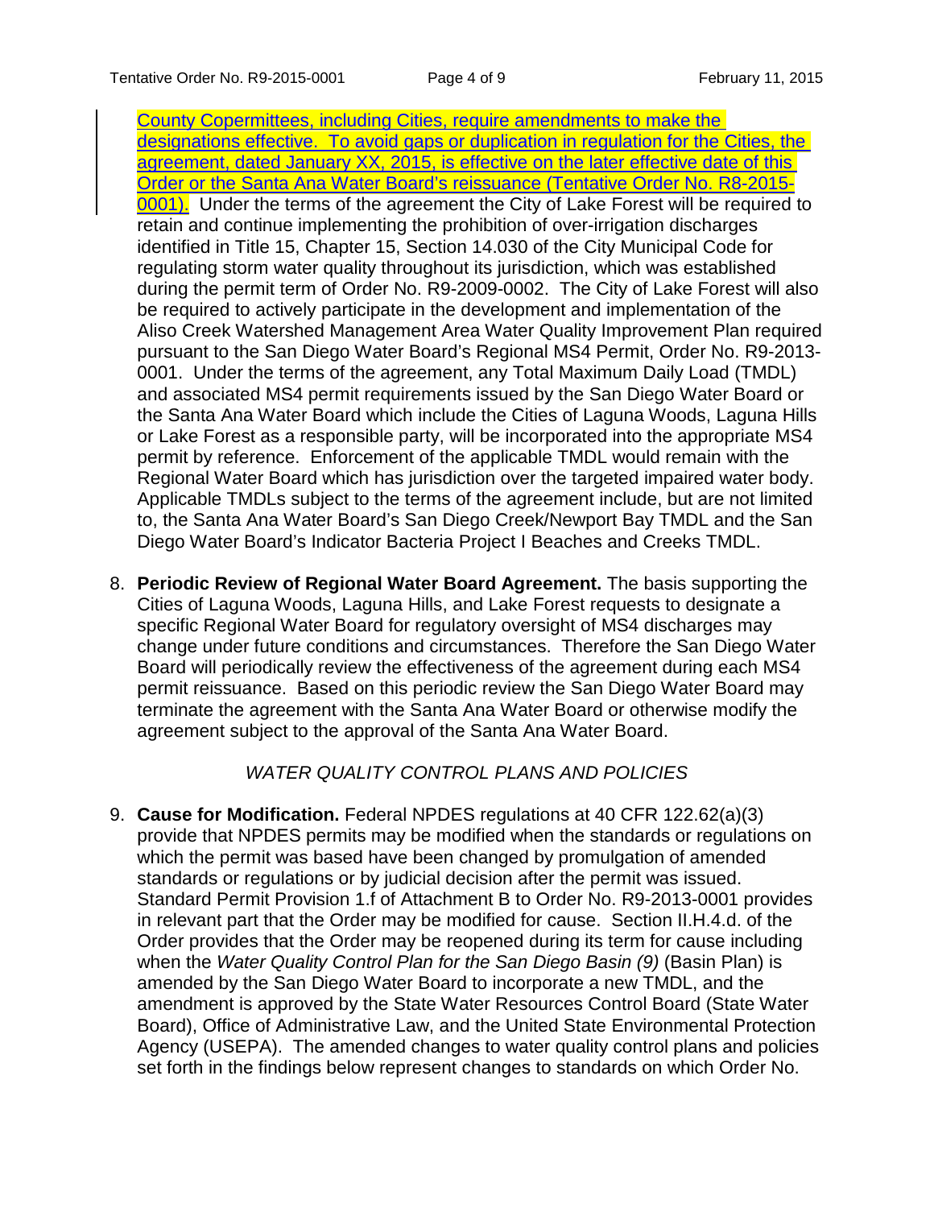County Copermittees, including Cities, require amendments to make the designations effective. To avoid gaps or duplication in regulation for the Cities, the agreement, dated January XX, 2015, is effective on the later effective date of this Order or the Santa Ana Water Board's reissuance (Tentative Order No. R8-2015-0001). Under the terms of the agreement the City of Lake Forest will be required to retain and continue implementing the prohibition of over-irrigation discharges identified in Title 15, Chapter 15, Section 14.030 of the City Municipal Code for regulating storm water quality throughout its jurisdiction, which was established during the permit term of Order No. R9-2009-0002. The City of Lake Forest will also be required to actively participate in the development and implementation of the Aliso Creek Watershed Management Area Water Quality Improvement Plan required pursuant to the San Diego Water Board's Regional MS4 Permit, Order No. R9-2013-0001. Under the terms of the agreement, any Total Maximum Daily Load (TMDL) and associated MS4 permit requirements issued by the San Diego Water Board or the Santa Ana Water Board which include the Cities of Laguna Woods, Laguna Hills or Lake Forest as a responsible party, will be incorporated into the appropriate MS4 permit by reference. Enforcement of the applicable TMDL would remain with the Regional Water Board which has jurisdiction over the targeted impaired water body. Applicable TMDLs subject to the terms of the agreement include, but are not limited to, the Santa Ana Water Board's San Diego Creek/Newport Bay TMDL and the San Diego Water Board's Indicator Bacteria Project I Beaches and Creeks TMDL.

8. **Periodic Review of Regional Water Board Agreement.** The basis supporting the Cities of Laguna Woods, Laguna Hills, and Lake Forest requests to designate a specific Regional Water Board for regulatory oversight of MS4 discharges may change under future conditions and circumstances. Therefore the San Diego Water Board will periodically review the effectiveness of the agreement during each MS4 permit reissuance. Based on this periodic review the San Diego Water Board may terminate the agreement with the Santa Ana Water Board or otherwise modify the agreement subject to the approval of the Santa Ana Water Board.

*WATER QUALITY CONTROL PLANS AND POLICIES*

9. **Cause for Modification.** Federal NPDES regulations at 40 CFR 122.62(a)(3) provide that NPDES permits may be modified when the standards or regulations on which the permit was based have been changed by promulgation of amended standards or regulations or by judicial decision after the permit was issued. Standard Permit Provision 1.f of Attachment B to Order No. R9-2013-0001 provides in relevant part that the Order may be modified for cause. Section II.H.4.d. of the Order provides that the Order may be reopened during its term for cause including when the *Water Quality Control Plan for the San Diego Basin (9)* (Basin Plan) is amended by the San Diego Water Board to incorporate a new TMDL, and the amendment is approved by the State Water Resources Control Board (State Water Board), Office of Administrative Law, and the United State Environmental Protection Agency (USEPA). The amended changes to water quality control plans and policies set forth in the findings below represent changes to standards on which Order No.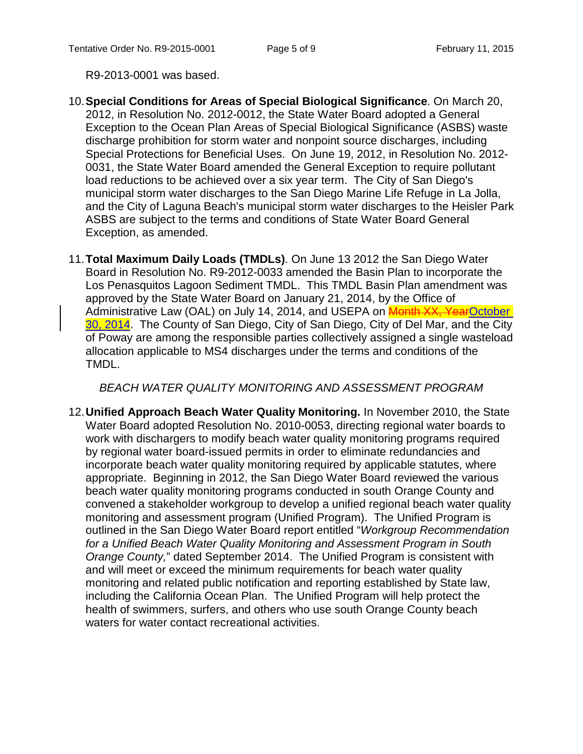R9-2013-0001 was based.

10. **Special Conditions for Areas of Special Biological Significance**. On March 20, 2012, in Resolution No. 2012-0012, the State Water Board adopted a General Exception to the Ocean Plan Areas of Special Biological Significance (ASBS) waste discharge prohibition for storm water and nonpoint source discharges, including Special Protections for Beneficial Uses. On June 19, 2012, in Resolution No. 2012-0031, the State Water Board amended the General Exception to require pollutant load reductions to be achieved over a six year term. The City of San Diego's municipal storm water discharges to the San Diego Marine Life Refuge in La Jolla, and the City of Laguna Beach's municipal storm water discharges to the Heisler Park ASBS are subject to the terms and conditions of State Water Board General Exception, as amended.

11. **Total Maximum Daily Loads (TMDLs)**. On June 13 2012 the San Diego Water Board in Resolution No. R9-2012-0033 amended the Basin Plan to incorporate the Los Penasquitos Lagoon Sediment TMDL. This TMDL Basin Plan amendment was approved by the State Water Board on January 21, 2014, by the Office of Administrative Law (OAL) on July 14, 2014, and USEPA on ~~Month XX, Year~~October 30, 2014. The County of San Diego, City of San Diego, City of Del Mar, and the City of Poway are among the responsible parties collectively assigned a single wasteload allocation applicable to MS4 discharges under the terms and conditions of the TMDL.

*BEACH WATER QUALITY MONITORING AND ASSESSMENT PROGRAM*

12. **Unified Approach Beach Water Quality Monitoring.** In November 2010, the State Water Board adopted Resolution No. 2010-0053, directing regional water boards to work with dischargers to modify beach water quality monitoring programs required by regional water board-issued permits in order to eliminate redundancies and incorporate beach water quality monitoring required by applicable statutes, where appropriate. Beginning in 2012, the San Diego Water Board reviewed the various beach water quality monitoring programs conducted in south Orange County and convened a stakeholder workgroup to develop a unified regional beach water quality monitoring and assessment program (Unified Program). The Unified Program is outlined in the San Diego Water Board report entitled "*Workgroup Recommendation for a Unified Beach Water Quality Monitoring and Assessment Program in South Orange County,*" dated September 2014. The Unified Program is consistent with and will meet or exceed the minimum requirements for beach water quality monitoring and related public notification and reporting established by State law, including the California Ocean Plan. The Unified Program will help protect the health of swimmers, surfers, and others who use south Orange County beach waters for water contact recreational activities.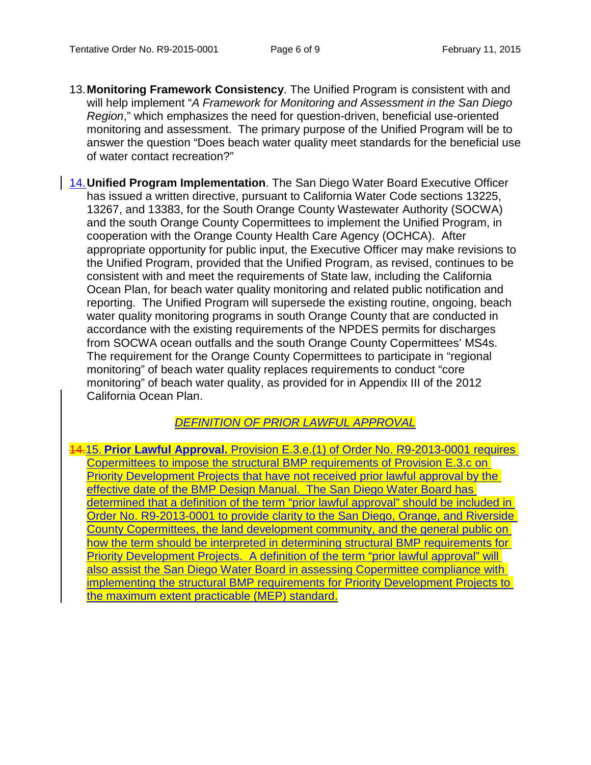13. **Monitoring Framework Consistency**. The Unified Program is consistent with and will help implement "*A Framework for Monitoring and Assessment in the San Diego Region*," which emphasizes the need for question-driven, beneficial use-oriented monitoring and assessment. The primary purpose of the Unified Program will be to answer the question "Does beach water quality meet standards for the beneficial use of water contact recreation?"

14. **Unified Program Implementation**. The San Diego Water Board Executive Officer has issued a written directive, pursuant to California Water Code sections 13225, 13267, and 13383, for the South Orange County Wastewater Authority (SOCWA) and the south Orange County Copermittees to implement the Unified Program, in cooperation with the Orange County Health Care Agency (OCHCA). After appropriate opportunity for public input, the Executive Officer may make revisions to the Unified Program, provided that the Unified Program, as revised, continues to be consistent with and meet the requirements of State law, including the California Ocean Plan, for beach water quality monitoring and related public notification and reporting. The Unified Program will supersede the existing routine, ongoing, beach water quality monitoring programs in south Orange County that are conducted in accordance with the existing requirements of the NPDES permits for discharges from SOCWA ocean outfalls and the south Orange County Copermittees' MS4s. The requirement for the Orange County Copermittees to participate in "regional monitoring" of beach water quality replaces requirements to conduct "core monitoring" of beach water quality, as provided for in Appendix III of the 2012 California Ocean Plan.

*DEFINITION OF PRIOR LAWFUL APPROVAL*

~~14.~~15. **Prior Lawful Approval.** Provision E.3.e.(1) of Order No. R9-2013-0001 requires Copermittees to impose the structural BMP requirements of Provision E.3.c on Priority Development Projects that have not received prior lawful approval by the effective date of the BMP Design Manual. The San Diego Water Board has determined that a definition of the term "prior lawful approval" should be included in Order No. R9-2013-0001 to provide clarity to the San Diego, Orange, and Riverside County Copermittees, the land development community, and the general public on how the term should be interpreted in determining structural BMP requirements for Priority Development Projects. A definition of the term "prior lawful approval" will also assist the San Diego Water Board in assessing Copermittee compliance with implementing the structural BMP requirements for Priority Development Projects to the maximum extent practicable (MEP) standard.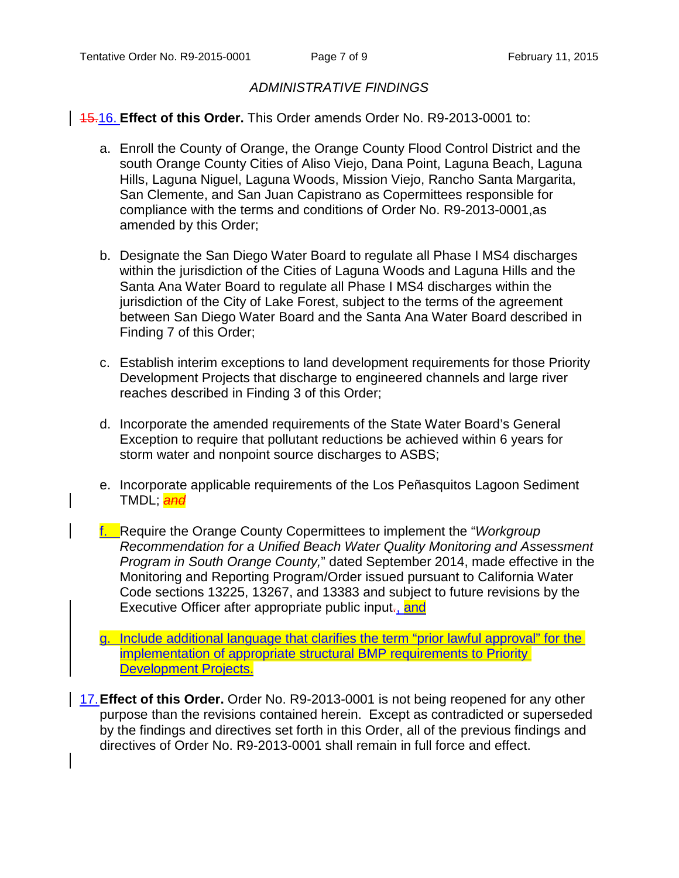*ADMINISTRATIVE FINDINGS*

~~15.~~16. **Effect of this Order.** This Order amends Order No. R9-2013-0001 to:

a. Enroll the County of Orange, the Orange County Flood Control District and the south Orange County Cities of Aliso Viejo, Dana Point, Laguna Beach, Laguna Hills, Laguna Niguel, Laguna Woods, Mission Viejo, Rancho Santa Margarita, San Clemente, and San Juan Capistrano as Copermittees responsible for compliance with the terms and conditions of Order No. R9-2013-0001,as amended by this Order;

b. Designate the San Diego Water Board to regulate all Phase I MS4 discharges within the jurisdiction of the Cities of Laguna Woods and Laguna Hills and the Santa Ana Water Board to regulate all Phase I MS4 discharges within the jurisdiction of the City of Lake Forest, subject to the terms of the agreement between San Diego Water Board and the Santa Ana Water Board described in Finding 7 of this Order;

c. Establish interim exceptions to land development requirements for those Priority Development Projects that discharge to engineered channels and large river reaches described in Finding 3 of this Order;

d. Incorporate the amended requirements of the State Water Board's General Exception to require that pollutant reductions be achieved within 6 years for storm water and nonpoint source discharges to ASBS;

e. Incorporate applicable requirements of the Los Peñasquitos Lagoon Sediment TMDL; ~~*and*~~

f. Require the Orange County Copermittees to implement the "*Workgroup Recommendation for a Unified Beach Water Quality Monitoring and Assessment Program in South Orange County,*" dated September 2014, made effective in the Monitoring and Reporting Program/Order issued pursuant to California Water Code sections 13225, 13267, and 13383 and subject to future revisions by the Executive Officer after appropriate public input~~.~~, and

g. Include additional language that clarifies the term "prior lawful approval" for the implementation of appropriate structural BMP requirements to Priority Development Projects.

17. **Effect of this Order.** Order No. R9-2013-0001 is not being reopened for any other purpose than the revisions contained herein. Except as contradicted or superseded by the findings and directives set forth in this Order, all of the previous findings and directives of Order No. R9-2013-0001 shall remain in full force and effect.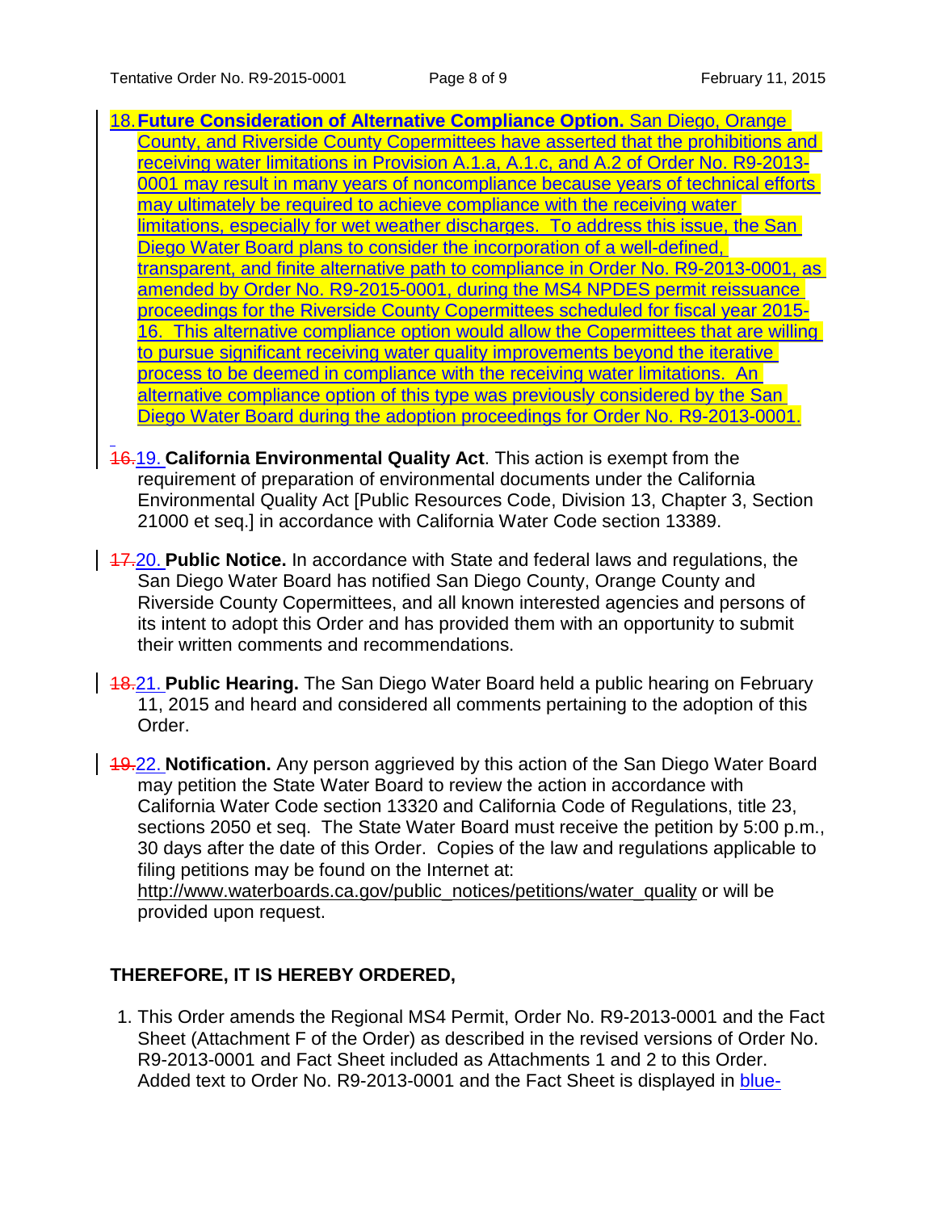18. **Future Consideration of Alternative Compliance Option.** San Diego, Orange County, and Riverside County Copermittees have asserted that the prohibitions and receiving water limitations in Provision A.1.a, A.1.c, and A.2 of Order No. R9-2013-0001 may result in many years of noncompliance because years of technical efforts may ultimately be required to achieve compliance with the receiving water limitations, especially for wet weather discharges. To address this issue, the San Diego Water Board plans to consider the incorporation of a well-defined, transparent, and finite alternative path to compliance in Order No. R9-2013-0001, as amended by Order No. R9-2015-0001, during the MS4 NPDES permit reissuance proceedings for the Riverside County Copermittees scheduled for fiscal year 2015-16. This alternative compliance option would allow the Copermittees that are willing to pursue significant receiving water quality improvements beyond the iterative process to be deemed in compliance with the receiving water limitations. An alternative compliance option of this type was previously considered by the San Diego Water Board during the adoption proceedings for Order No. R9-2013-0001.

~~16.~~19. **California Environmental Quality Act**. This action is exempt from the requirement of preparation of environmental documents under the California Environmental Quality Act [Public Resources Code, Division 13, Chapter 3, Section 21000 et seq.] in accordance with California Water Code section 13389.

~~17.~~20. **Public Notice.** In accordance with State and federal laws and regulations, the San Diego Water Board has notified San Diego County, Orange County and Riverside County Copermittees, and all known interested agencies and persons of its intent to adopt this Order and has provided them with an opportunity to submit their written comments and recommendations.

~~18.~~21. **Public Hearing.** The San Diego Water Board held a public hearing on February 11, 2015 and heard and considered all comments pertaining to the adoption of this Order.

~~19.~~22. **Notification.** Any person aggrieved by this action of the San Diego Water Board may petition the State Water Board to review the action in accordance with California Water Code section 13320 and California Code of Regulations, title 23, sections 2050 et seq. The State Water Board must receive the petition by 5:00 p.m., 30 days after the date of this Order. Copies of the law and regulations applicable to filing petitions may be found on the Internet at: http://www.waterboards.ca.gov/public_notices/petitions/water_quality or will be provided upon request.

**THEREFORE, IT IS HEREBY ORDERED,**

1. This Order amends the Regional MS4 Permit, Order No. R9-2013-0001 and the Fact Sheet (Attachment F of the Order) as described in the revised versions of Order No. R9-2013-0001 and Fact Sheet included as Attachments 1 and 2 to this Order. Added text to Order No. R9-2013-0001 and the Fact Sheet is displayed in blue-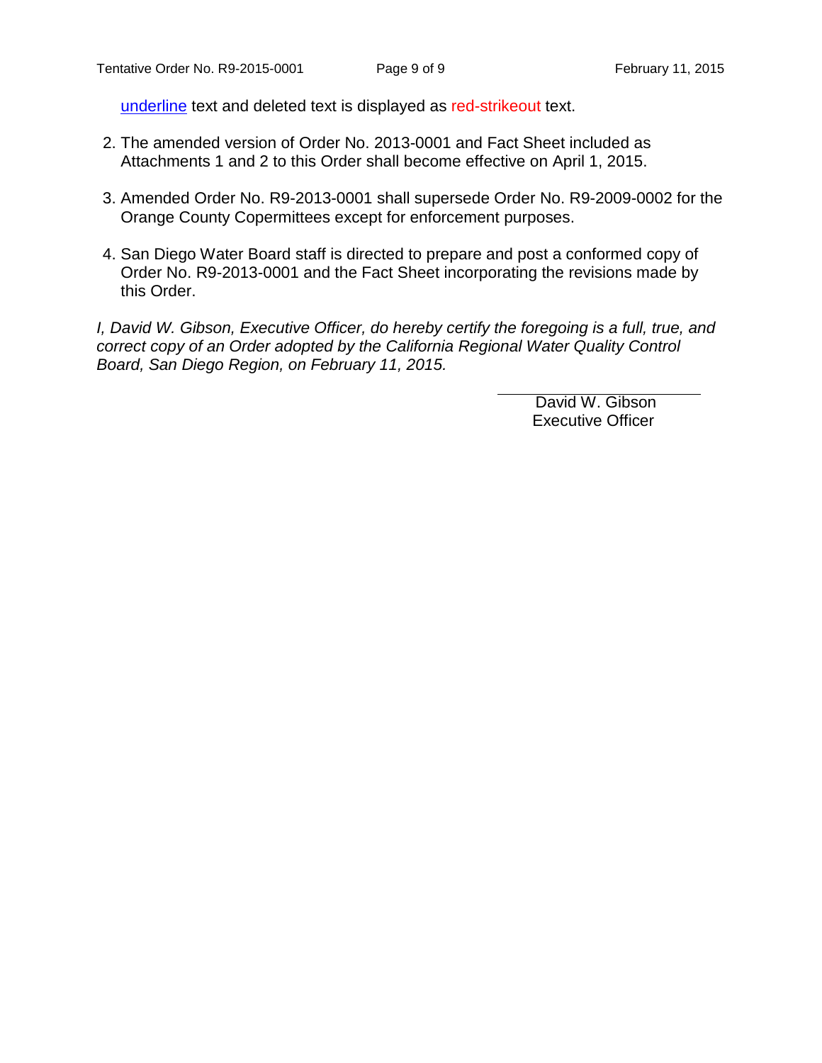underline text and deleted text is displayed as red-strikeout text.

2. The amended version of Order No. 2013-0001 and Fact Sheet included as Attachments 1 and 2 to this Order shall become effective on April 1, 2015.

3. Amended Order No. R9-2013-0001 shall supersede Order No. R9-2009-0002 for the Orange County Copermittees except for enforcement purposes.

4. San Diego Water Board staff is directed to prepare and post a conformed copy of Order No. R9-2013-0001 and the Fact Sheet incorporating the revisions made by this Order.

*I, David W. Gibson, Executive Officer, do hereby certify the foregoing is a full, true, and correct copy of an Order adopted by the California Regional Water Quality Control Board, San Diego Region, on February 11, 2015.*

\_\_\_\_\_\_\_\_\_\_\_\_\_\_\_\_\_\_\_\_\_\_\_\_\_

David W. Gibson
Executive Officer